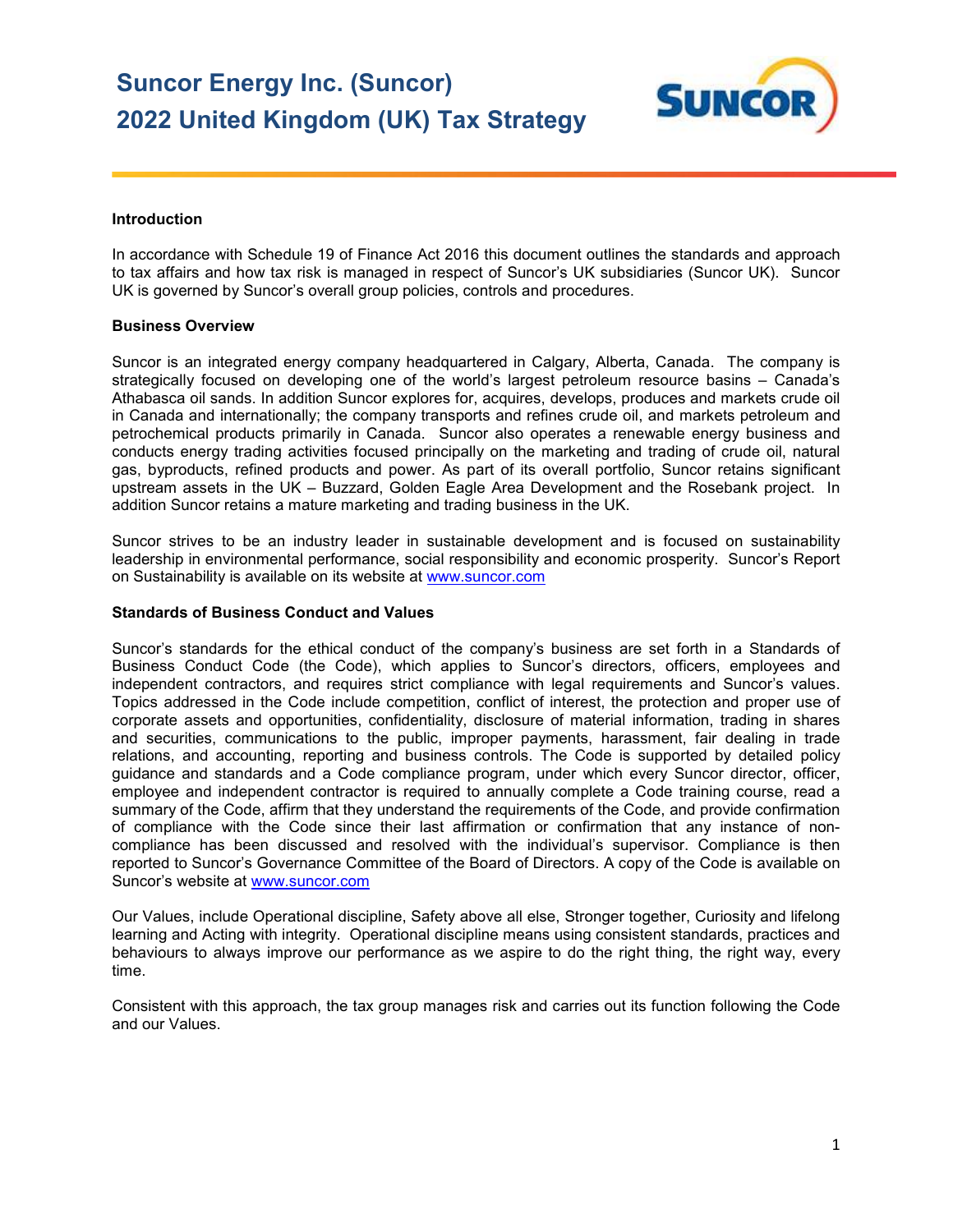# Suncor Energy Inc. (Suncor)
# 2022 United Kingdom (UK) Tax Strategy

**Introduction**

In accordance with Schedule 19 of Finance Act 2016 this document outlines the standards and approach to tax affairs and how tax risk is managed in respect of Suncor's UK subsidiaries (Suncor UK). Suncor UK is governed by Suncor's overall group policies, controls and procedures.

**Business Overview**

Suncor is an integrated energy company headquartered in Calgary, Alberta, Canada. The company is strategically focused on developing one of the world's largest petroleum resource basins – Canada's Athabasca oil sands. In addition Suncor explores for, acquires, develops, produces and markets crude oil in Canada and internationally; the company transports and refines crude oil, and markets petroleum and petrochemical products primarily in Canada. Suncor also operates a renewable energy business and conducts energy trading activities focused principally on the marketing and trading of crude oil, natural gas, byproducts, refined products and power. As part of its overall portfolio, Suncor retains significant upstream assets in the UK – Buzzard, Golden Eagle Area Development and the Rosebank project. In addition Suncor retains a mature marketing and trading business in the UK.

Suncor strives to be an industry leader in sustainable development and is focused on sustainability leadership in environmental performance, social responsibility and economic prosperity. Suncor's Report on Sustainability is available on its website at www.suncor.com

**Standards of Business Conduct and Values**

Suncor's standards for the ethical conduct of the company's business are set forth in a Standards of Business Conduct Code (the Code), which applies to Suncor's directors, officers, employees and independent contractors, and requires strict compliance with legal requirements and Suncor's values. Topics addressed in the Code include competition, conflict of interest, the protection and proper use of corporate assets and opportunities, confidentiality, disclosure of material information, trading in shares and securities, communications to the public, improper payments, harassment, fair dealing in trade relations, and accounting, reporting and business controls. The Code is supported by detailed policy guidance and standards and a Code compliance program, under which every Suncor director, officer, employee and independent contractor is required to annually complete a Code training course, read a summary of the Code, affirm that they understand the requirements of the Code, and provide confirmation of compliance with the Code since their last affirmation or confirmation that any instance of non-compliance has been discussed and resolved with the individual's supervisor. Compliance is then reported to Suncor's Governance Committee of the Board of Directors. A copy of the Code is available on Suncor's website at www.suncor.com

Our Values, include Operational discipline, Safety above all else, Stronger together, Curiosity and lifelong learning and Acting with integrity. Operational discipline means using consistent standards, practices and behaviours to always improve our performance as we aspire to do the right thing, the right way, every time.

Consistent with this approach, the tax group manages risk and carries out its function following the Code and our Values.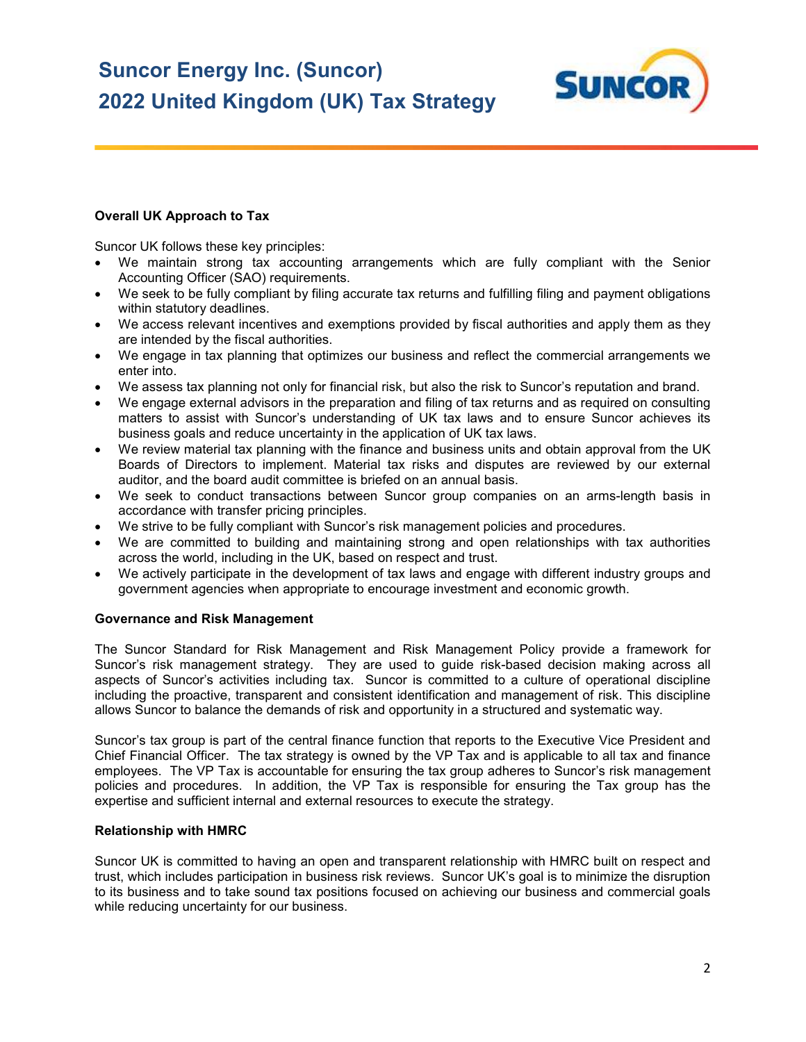# Suncor Energy Inc. (Suncor)
# 2022 United Kingdom (UK) Tax Strategy

**Overall UK Approach to Tax**

Suncor UK follows these key principles:

- We maintain strong tax accounting arrangements which are fully compliant with the Senior Accounting Officer (SAO) requirements.
- We seek to be fully compliant by filing accurate tax returns and fulfilling filing and payment obligations within statutory deadlines.
- We access relevant incentives and exemptions provided by fiscal authorities and apply them as they are intended by the fiscal authorities.
- We engage in tax planning that optimizes our business and reflect the commercial arrangements we enter into.
- We assess tax planning not only for financial risk, but also the risk to Suncor's reputation and brand.
- We engage external advisors in the preparation and filing of tax returns and as required on consulting matters to assist with Suncor's understanding of UK tax laws and to ensure Suncor achieves its business goals and reduce uncertainty in the application of UK tax laws.
- We review material tax planning with the finance and business units and obtain approval from the UK Boards of Directors to implement. Material tax risks and disputes are reviewed by our external auditor, and the board audit committee is briefed on an annual basis.
- We seek to conduct transactions between Suncor group companies on an arms-length basis in accordance with transfer pricing principles.
- We strive to be fully compliant with Suncor's risk management policies and procedures.
- We are committed to building and maintaining strong and open relationships with tax authorities across the world, including in the UK, based on respect and trust.
- We actively participate in the development of tax laws and engage with different industry groups and government agencies when appropriate to encourage investment and economic growth.

**Governance and Risk Management**

The Suncor Standard for Risk Management and Risk Management Policy provide a framework for Suncor's risk management strategy. They are used to guide risk-based decision making across all aspects of Suncor's activities including tax. Suncor is committed to a culture of operational discipline including the proactive, transparent and consistent identification and management of risk. This discipline allows Suncor to balance the demands of risk and opportunity in a structured and systematic way.

Suncor's tax group is part of the central finance function that reports to the Executive Vice President and Chief Financial Officer. The tax strategy is owned by the VP Tax and is applicable to all tax and finance employees. The VP Tax is accountable for ensuring the tax group adheres to Suncor's risk management policies and procedures. In addition, the VP Tax is responsible for ensuring the Tax group has the expertise and sufficient internal and external resources to execute the strategy.

**Relationship with HMRC**

Suncor UK is committed to having an open and transparent relationship with HMRC built on respect and trust, which includes participation in business risk reviews. Suncor UK's goal is to minimize the disruption to its business and to take sound tax positions focused on achieving our business and commercial goals while reducing uncertainty for our business.